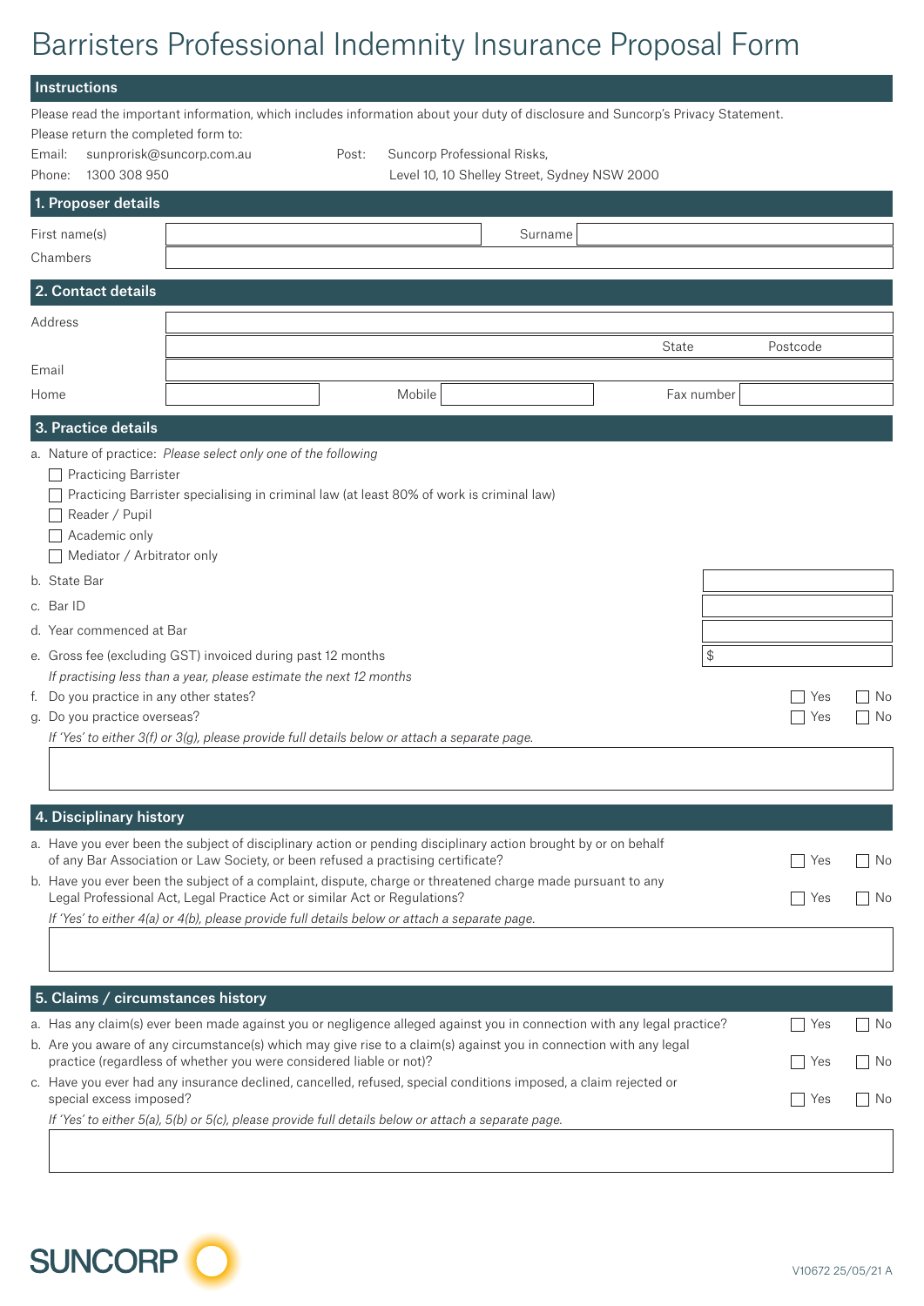# Barristers Professional Indemnity Insurance Proposal Form

## Instructions

Please read the important information, which includes information about your duty of disclosure and Suncorp's Privacy Statement.

Please return the completed form to:

Email: sunprorisk@suncorp.com.au

Phone: 1300 308 950

Post: Suncorp Professional Risks, Level 10, 10 Shelley Street, Sydney NSW 2000

## 1. Proposer details

| First name(s) | | Surname | |
|---|---|---|---|
| Chambers | | | |

## 2. Contact details

| Address | | | |
|---|---|---|---|
| | | State | Postcode |
| Email | | | |
| Home | | Mobile | Fax number |

## 3. Practice details

a. Nature of practice: *Please select only one of the following*

- ☐ Practicing Barrister
- ☐ Practicing Barrister specialising in criminal law (at least 80% of work is criminal law)
- ☐ Reader / Pupil
- ☐ Academic only
- ☐ Mediator / Arbitrator only

b. State Bar

c. Bar ID

d. Year commenced at Bar

e. Gross fee (excluding GST) invoiced during past 12 months $

*If practising less than a year, please estimate the next 12 months*

f. Do you practice in any other states? ☐ Yes ☐ No

g. Do you practice overseas? ☐ Yes ☐ No

*If 'Yes' to either 3(f) or 3(g), please provide full details below or attach a separate page.*

## 4. Disciplinary history

a. Have you ever been the subject of disciplinary action or pending disciplinary action brought by or on behalf of any Bar Association or Law Society, or been refused a practising certificate? ☐ Yes ☐ No

b. Have you ever been the subject of a complaint, dispute, charge or threatened charge made pursuant to any Legal Professional Act, Legal Practice Act or similar Act or Regulations? ☐ Yes ☐ No

*If 'Yes' to either 4(a) or 4(b), please provide full details below or attach a separate page.*

## 5. Claims / circumstances history

a. Has any claim(s) ever been made against you or negligence alleged against you in connection with any legal practice? ☐ Yes ☐ No

b. Are you aware of any circumstance(s) which may give rise to a claim(s) against you in connection with any legal practice (regardless of whether you were considered liable or not)? ☐ Yes ☐ No

c. Have you ever had any insurance declined, cancelled, refused, special conditions imposed, a claim rejected or special excess imposed? ☐ Yes ☐ No

*If 'Yes' to either 5(a), 5(b) or 5(c), please provide full details below or attach a separate page.*

SUNCORP

V10672 25/05/21 A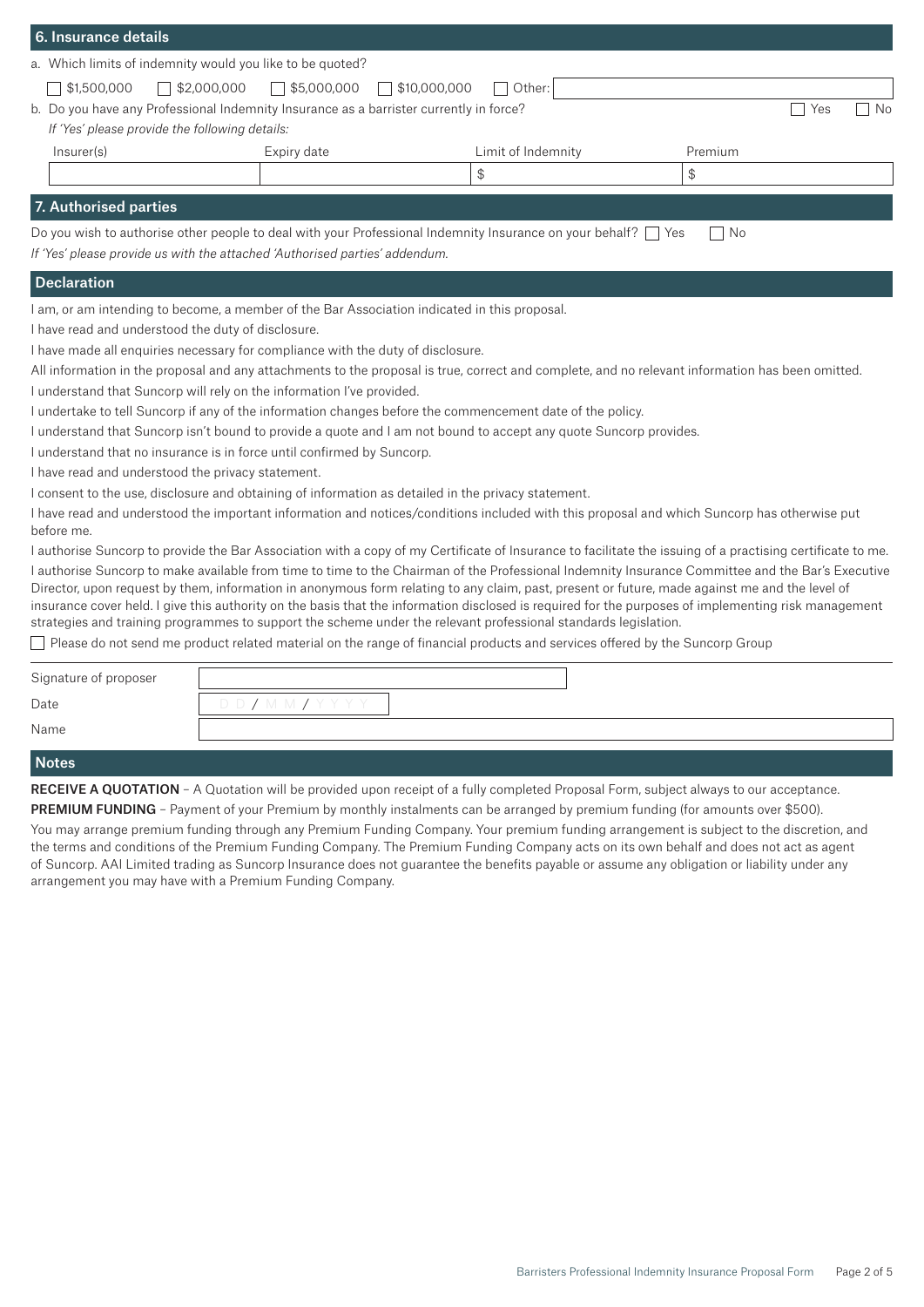## 6. Insurance details

a. Which limits of indemnity would you like to be quoted?

☐ $1,500,000 ☐ $2,000,000 ☐ $5,000,000 ☐ $10,000,000 ☐ Other:

b. Do you have any Professional Indemnity Insurance as a barrister currently in force? ☐ Yes ☐ No

*If 'Yes' please provide the following details:*

| Insurer(s) | Expiry date | Limit of Indemnity | Premium |
|---|---|---|---|
| | | $ | $ |

## 7. Authorised parties

Do you wish to authorise other people to deal with your Professional Indemnity Insurance on your behalf? ☐ Yes ☐ No

*If 'Yes' please provide us with the attached 'Authorised parties' addendum.*

## Declaration

I am, or am intending to become, a member of the Bar Association indicated in this proposal.

I have read and understood the duty of disclosure.

I have made all enquiries necessary for compliance with the duty of disclosure.

All information in the proposal and any attachments to the proposal is true, correct and complete, and no relevant information has been omitted.

I understand that Suncorp will rely on the information I've provided.

I undertake to tell Suncorp if any of the information changes before the commencement date of the policy.

I understand that Suncorp isn't bound to provide a quote and I am not bound to accept any quote Suncorp provides.

I understand that no insurance is in force until confirmed by Suncorp.

I have read and understood the privacy statement.

I consent to the use, disclosure and obtaining of information as detailed in the privacy statement.

I have read and understood the important information and notices/conditions included with this proposal and which Suncorp has otherwise put before me.

I authorise Suncorp to provide the Bar Association with a copy of my Certificate of Insurance to facilitate the issuing of a practising certificate to me.

I authorise Suncorp to make available from time to time to the Chairman of the Professional Indemnity Insurance Committee and the Bar's Executive Director, upon request by them, information in anonymous form relating to any claim, past, present or future, made against me and the level of insurance cover held. I give this authority on the basis that the information disclosed is required for the purposes of implementing risk management strategies and training programmes to support the scheme under the relevant professional standards legislation.

☐ Please do not send me product related material on the range of financial products and services offered by the Suncorp Group

| | |
|---|---|
| Signature of proposer | |
| Date | DD / MM / YYYY |
| Name | |

## Notes

**RECEIVE A QUOTATION** – A Quotation will be provided upon receipt of a fully completed Proposal Form, subject always to our acceptance.

**PREMIUM FUNDING** – Payment of your Premium by monthly instalments can be arranged by premium funding (for amounts over $500).

You may arrange premium funding through any Premium Funding Company. Your premium funding arrangement is subject to the discretion, and the terms and conditions of the Premium Funding Company. The Premium Funding Company acts on its own behalf and does not act as agent of Suncorp. AAI Limited trading as Suncorp Insurance does not guarantee the benefits payable or assume any obligation or liability under any arrangement you may have with a Premium Funding Company.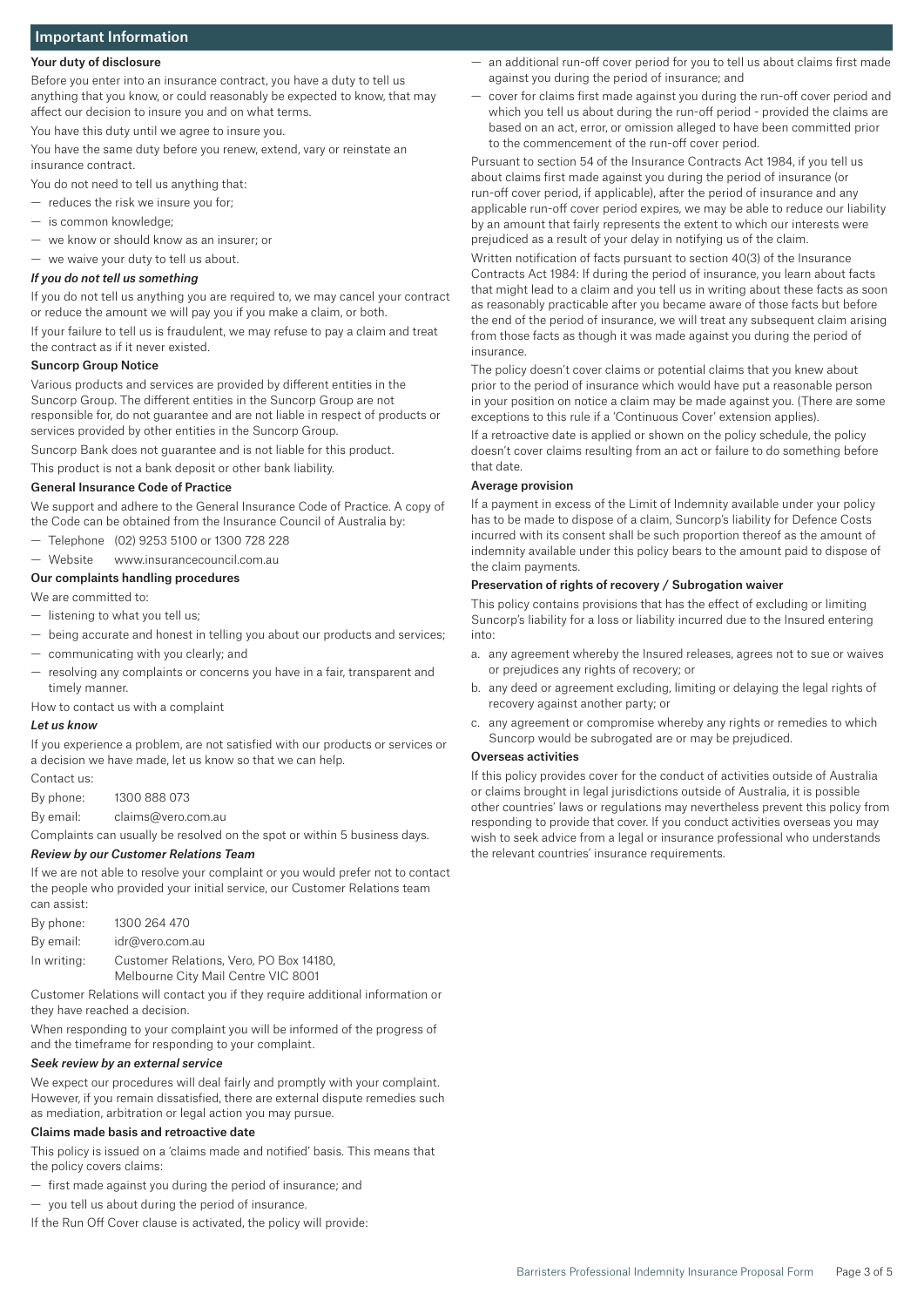## Important Information

**Your duty of disclosure**

Before you enter into an insurance contract, you have a duty to tell us anything that you know, or could reasonably be expected to know, that may affect our decision to insure you and on what terms.

You have this duty until we agree to insure you.

You have the same duty before you renew, extend, vary or reinstate an insurance contract.

You do not need to tell us anything that:

- reduces the risk we insure you for;
- is common knowledge;
- we know or should know as an insurer; or
- we waive your duty to tell us about.

***If you do not tell us something***

If you do not tell us anything you are required to, we may cancel your contract or reduce the amount we will pay you if you make a claim, or both.

If your failure to tell us is fraudulent, we may refuse to pay a claim and treat the contract as if it never existed.

**Suncorp Group Notice**

Various products and services are provided by different entities in the Suncorp Group. The different entities in the Suncorp Group are not responsible for, do not guarantee and are not liable in respect of products or services provided by other entities in the Suncorp Group.

Suncorp Bank does not guarantee and is not liable for this product.

This product is not a bank deposit or other bank liability.

**General Insurance Code of Practice**

We support and adhere to the General Insurance Code of Practice. A copy of the Code can be obtained from the Insurance Council of Australia by:

- Telephone (02) 9253 5100 or 1300 728 228
- Website www.insurancecouncil.com.au

**Our complaints handling procedures**

We are committed to:

- listening to what you tell us;
- being accurate and honest in telling you about our products and services;
- communicating with you clearly; and
- resolving any complaints or concerns you have in a fair, transparent and timely manner.

How to contact us with a complaint

***Let us know***

If you experience a problem, are not satisfied with our products or services or a decision we have made, let us know so that we can help.

Contact us:

By phone: 1300 888 073

By email: claims@vero.com.au

Complaints can usually be resolved on the spot or within 5 business days.

***Review by our Customer Relations Team***

If we are not able to resolve your complaint or you would prefer not to contact the people who provided your initial service, our Customer Relations team can assist:

By phone: 1300 264 470

By email: idr@vero.com.au

In writing: Customer Relations, Vero, PO Box 14180, Melbourne City Mail Centre VIC 8001

Customer Relations will contact you if they require additional information or they have reached a decision.

When responding to your complaint you will be informed of the progress of and the timeframe for responding to your complaint.

***Seek review by an external service***

We expect our procedures will deal fairly and promptly with your complaint. However, if you remain dissatisfied, there are external dispute remedies such as mediation, arbitration or legal action you may pursue.

**Claims made basis and retroactive date**

This policy is issued on a 'claims made and notified' basis. This means that the policy covers claims:

- first made against you during the period of insurance; and
- you tell us about during the period of insurance.

If the Run Off Cover clause is activated, the policy will provide:

- an additional run-off cover period for you to tell us about claims first made against you during the period of insurance; and
- cover for claims first made against you during the run-off cover period and which you tell us about during the run-off period - provided the claims are based on an act, error, or omission alleged to have been committed prior to the commencement of the run-off cover period.

Pursuant to section 54 of the Insurance Contracts Act 1984, if you tell us about claims first made against you during the period of insurance (or run-off cover period, if applicable), after the period of insurance and any applicable run-off cover period expires, we may be able to reduce our liability by an amount that fairly represents the extent to which our interests were prejudiced as a result of your delay in notifying us of the claim.

Written notification of facts pursuant to section 40(3) of the Insurance Contracts Act 1984: If during the period of insurance, you learn about facts that might lead to a claim and you tell us in writing about these facts as soon as reasonably practicable after you became aware of those facts but before the end of the period of insurance, we will treat any subsequent claim arising from those facts as though it was made against you during the period of insurance.

The policy doesn't cover claims or potential claims that you knew about prior to the period of insurance which would have put a reasonable person in your position on notice a claim may be made against you. (There are some exceptions to this rule if a 'Continuous Cover' extension applies).

If a retroactive date is applied or shown on the policy schedule, the policy doesn't cover claims resulting from an act or failure to do something before that date.

**Average provision**

If a payment in excess of the Limit of Indemnity available under your policy has to be made to dispose of a claim, Suncorp's liability for Defence Costs incurred with its consent shall be such proportion thereof as the amount of indemnity available under this policy bears to the amount paid to dispose of the claim payments.

**Preservation of rights of recovery / Subrogation waiver**

This policy contains provisions that has the effect of excluding or limiting Suncorp's liability for a loss or liability incurred due to the Insured entering into:

a. any agreement whereby the Insured releases, agrees not to sue or waives or prejudices any rights of recovery; or
b. any deed or agreement excluding, limiting or delaying the legal rights of recovery against another party; or
c. any agreement or compromise whereby any rights or remedies to which Suncorp would be subrogated are or may be prejudiced.

**Overseas activities**

If this policy provides cover for the conduct of activities outside of Australia or claims brought in legal jurisdictions outside of Australia, it is possible other countries' laws or regulations may nevertheless prevent this policy from responding to provide that cover. If you conduct activities overseas you may wish to seek advice from a legal or insurance professional who understands the relevant countries' insurance requirements.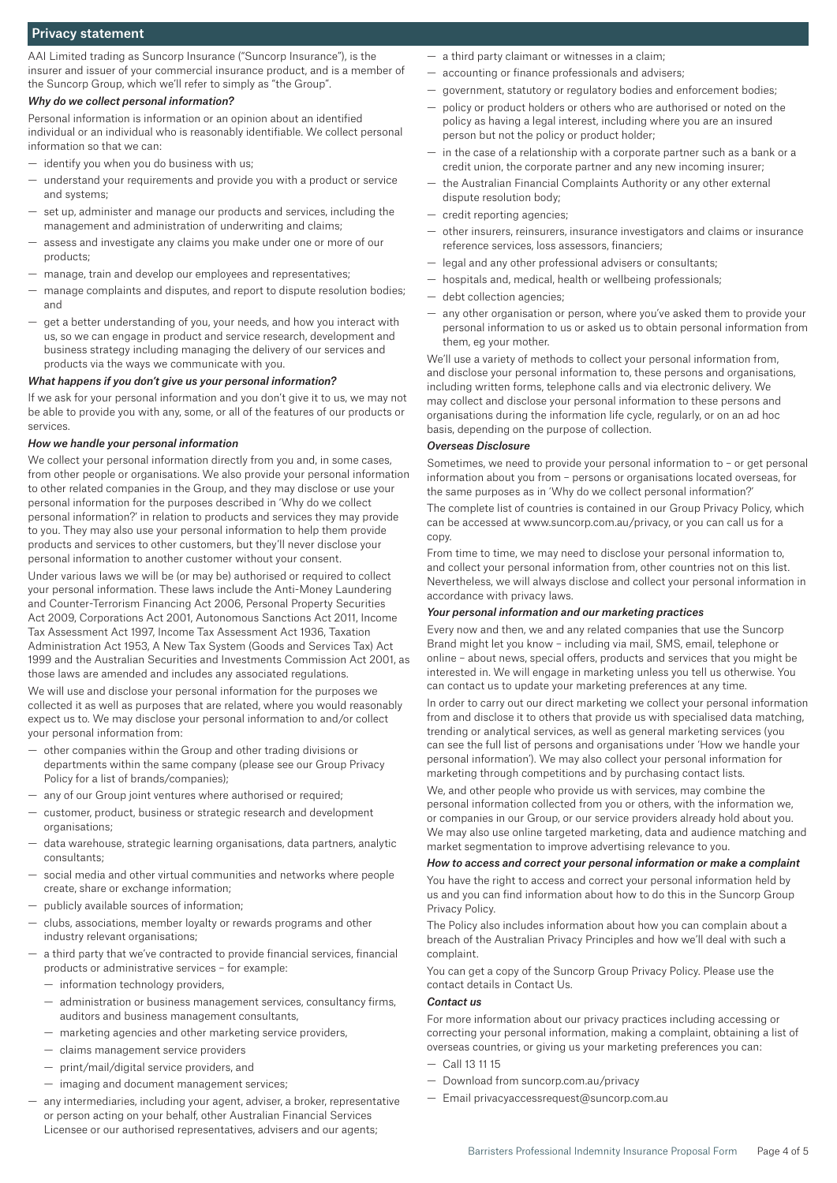## Privacy statement

AAI Limited trading as Suncorp Insurance ("Suncorp Insurance"), is the insurer and issuer of your commercial insurance product, and is a member of the Suncorp Group, which we'll refer to simply as "the Group".

### *Why do we collect personal information?*

Personal information is information or an opinion about an identified individual or an individual who is reasonably identifiable. We collect personal information so that we can:

- identify you when you do business with us;
- understand your requirements and provide you with a product or service and systems;
- set up, administer and manage our products and services, including the management and administration of underwriting and claims;
- assess and investigate any claims you make under one or more of our products;
- manage, train and develop our employees and representatives;
- manage complaints and disputes, and report to dispute resolution bodies; and
- get a better understanding of you, your needs, and how you interact with us, so we can engage in product and service research, development and business strategy including managing the delivery of our services and products via the ways we communicate with you.

### *What happens if you don't give us your personal information?*

If we ask for your personal information and you don't give it to us, we may not be able to provide you with any, some, or all of the features of our products or services.

### *How we handle your personal information*

We collect your personal information directly from you and, in some cases, from other people or organisations. We also provide your personal information to other related companies in the Group, and they may disclose or use your personal information for the purposes described in 'Why do we collect personal information?' in relation to products and services they may provide to you. They may also use your personal information to help them provide products and services to other customers, but they'll never disclose your personal information to another customer without your consent.

Under various laws we will be (or may be) authorised or required to collect your personal information. These laws include the Anti-Money Laundering and Counter-Terrorism Financing Act 2006, Personal Property Securities Act 2009, Corporations Act 2001, Autonomous Sanctions Act 2011, Income Tax Assessment Act 1997, Income Tax Assessment Act 1936, Taxation Administration Act 1953, A New Tax System (Goods and Services Tax) Act 1999 and the Australian Securities and Investments Commission Act 2001, as those laws are amended and includes any associated regulations.

We will use and disclose your personal information for the purposes we collected it as well as purposes that are related, where you would reasonably expect us to. We may disclose your personal information to and/or collect your personal information from:

- other companies within the Group and other trading divisions or departments within the same company (please see our Group Privacy Policy for a list of brands/companies);
- any of our Group joint ventures where authorised or required;
- customer, product, business or strategic research and development organisations;
- data warehouse, strategic learning organisations, data partners, analytic consultants;
- social media and other virtual communities and networks where people create, share or exchange information;
- publicly available sources of information;
- clubs, associations, member loyalty or rewards programs and other industry relevant organisations;
- a third party that we've contracted to provide financial services, financial products or administrative services – for example:
  - information technology providers,
  - administration or business management services, consultancy firms, auditors and business management consultants,
  - marketing agencies and other marketing service providers,
  - claims management service providers
  - print/mail/digital service providers, and
  - imaging and document management services;
- any intermediaries, including your agent, adviser, a broker, representative or person acting on your behalf, other Australian Financial Services Licensee or our authorised representatives, advisers and our agents;
- a third party claimant or witnesses in a claim;
- accounting or finance professionals and advisers;
- government, statutory or regulatory bodies and enforcement bodies;
- policy or product holders or others who are authorised or noted on the policy as having a legal interest, including where you are an insured person but not the policy or product holder;
- in the case of a relationship with a corporate partner such as a bank or a credit union, the corporate partner and any new incoming insurer;
- the Australian Financial Complaints Authority or any other external dispute resolution body;
- credit reporting agencies;
- other insurers, reinsurers, insurance investigators and claims or insurance reference services, loss assessors, financiers;
- legal and any other professional advisers or consultants;
- hospitals and, medical, health or wellbeing professionals;
- debt collection agencies;
- any other organisation or person, where you've asked them to provide your personal information to us or asked us to obtain personal information from them, eg your mother.

We'll use a variety of methods to collect your personal information from, and disclose your personal information to, these persons and organisations, including written forms, telephone calls and via electronic delivery. We may collect and disclose your personal information to these persons and organisations during the information life cycle, regularly, or on an ad hoc basis, depending on the purpose of collection.

### *Overseas Disclosure*

Sometimes, we need to provide your personal information to – or get personal information about you from – persons or organisations located overseas, for the same purposes as in 'Why do we collect personal information?'

The complete list of countries is contained in our Group Privacy Policy, which can be accessed at www.suncorp.com.au/privacy, or you can call us for a copy.

From time to time, we may need to disclose your personal information to, and collect your personal information from, other countries not on this list. Nevertheless, we will always disclose and collect your personal information in accordance with privacy laws.

### *Your personal information and our marketing practices*

Every now and then, we and any related companies that use the Suncorp Brand might let you know – including via mail, SMS, email, telephone or online – about news, special offers, products and services that you might be interested in. We will engage in marketing unless you tell us otherwise. You can contact us to update your marketing preferences at any time.

In order to carry out our direct marketing we collect your personal information from and disclose it to others that provide us with specialised data matching, trending or analytical services, as well as general marketing services (you can see the full list of persons and organisations under 'How we handle your personal information'). We may also collect your personal information for marketing through competitions and by purchasing contact lists.

We, and other people who provide us with services, may combine the personal information collected from you or others, with the information we, or companies in our Group, or our service providers already hold about you. We may also use online targeted marketing, data and audience matching and market segmentation to improve advertising relevance to you.

### *How to access and correct your personal information or make a complaint*

You have the right to access and correct your personal information held by us and you can find information about how to do this in the Suncorp Group Privacy Policy.

The Policy also includes information about how you can complain about a breach of the Australian Privacy Principles and how we'll deal with such a complaint.

You can get a copy of the Suncorp Group Privacy Policy. Please use the contact details in Contact Us.

### *Contact us*

For more information about our privacy practices including accessing or correcting your personal information, making a complaint, obtaining a list of overseas countries, or giving us your marketing preferences you can:

- Call 13 11 15
- Download from suncorp.com.au/privacy
- Email privacyaccessrequest@suncorp.com.au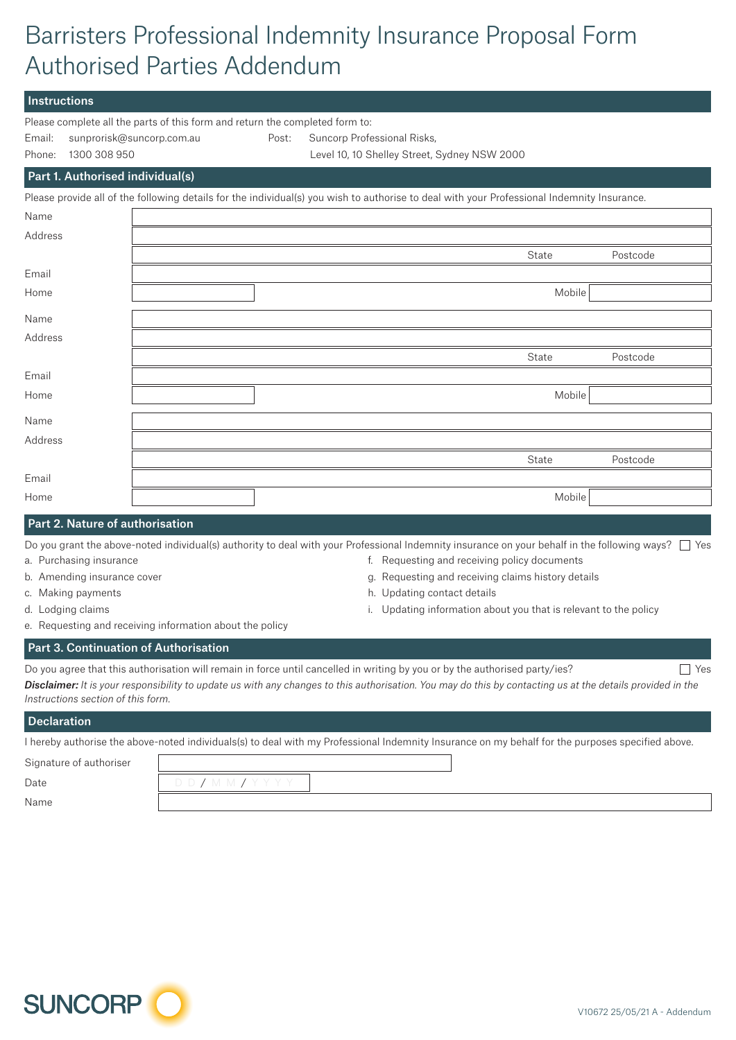# Barristers Professional Indemnity Insurance Proposal Form Authorised Parties Addendum

## Instructions

Please complete all the parts of this form and return the completed form to:

Email: sunprorisk@suncorp.com.au

Phone: 1300 308 950

Post: Suncorp Professional Risks,
Level 10, 10 Shelley Street, Sydney NSW 2000

## Part 1. Authorised individual(s)

Please provide all of the following details for the individual(s) you wish to authorise to deal with your Professional Indemnity Insurance.

Name

Address

State Postcode

Email

Home Mobile

Name

Address

State Postcode

Email

Home Mobile

Name

Address

State Postcode

Email

Home Mobile

## Part 2. Nature of authorisation

Do you grant the above-noted individual(s) authority to deal with your Professional Indemnity insurance on your behalf in the following ways? ☐ Yes

a. Purchasing insurance
b. Amending insurance cover
c. Making payments
d. Lodging claims
e. Requesting and receiving information about the policy
f. Requesting and receiving policy documents
g. Requesting and receiving claims history details
h. Updating contact details
i. Updating information about you that is relevant to the policy

## Part 3. Continuation of Authorisation

Do you agree that this authorisation will remain in force until cancelled in writing by you or by the authorised party/ies? ☐ Yes

***Disclaimer:*** *It is your responsibility to update us with any changes to this authorisation. You may do this by contacting us at the details provided in the Instructions section of this form.*

## Declaration

I hereby authorise the above-noted individuals(s) to deal with my Professional Indemnity Insurance on my behalf for the purposes specified above.

Signature of authoriser

Date DD / MM / YYYY

Name

SUNCORP

V10672 25/05/21 A - Addendum